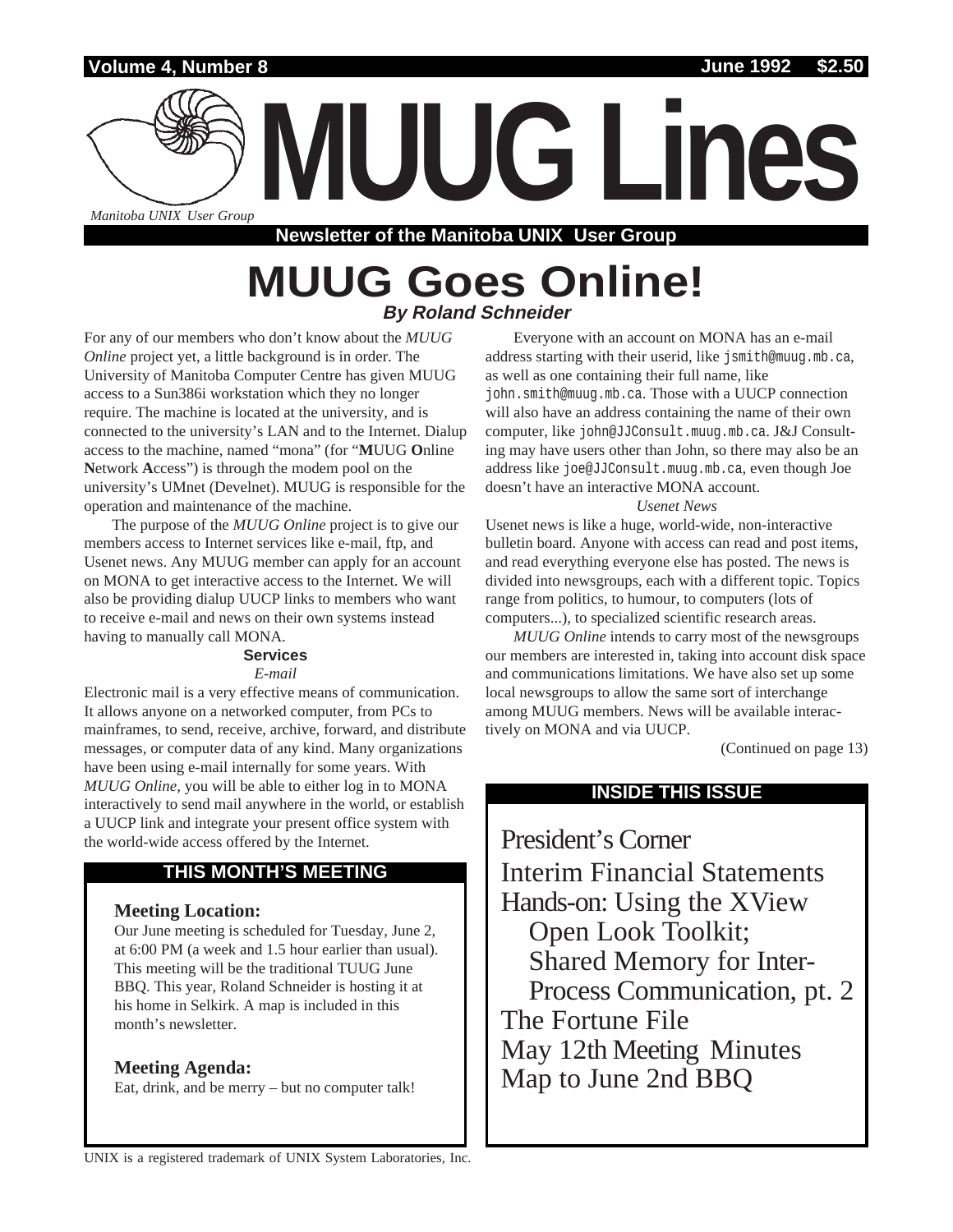Volume 4, Number 8 — June 1992 — $2.50

# MUUG Lines

*Manitoba UNIX User Group*

**Newsletter of the Manitoba UNIX User Group**

# MUUG Goes Online!

***By Roland Schneider***

For any of our members who don't know about the *MUUG Online* project yet, a little background is in order. The University of Manitoba Computer Centre has given MUUG access to a Sun386i workstation which they no longer require. The machine is located at the university, and is connected to the university's LAN and to the Internet. Dialup access to the machine, named "mona" (for "**M**UUG **O**nline **N**etwork **A**ccess") is through the modem pool on the university's UMnet (Develnet). MUUG is responsible for the operation and maintenance of the machine.

The purpose of the *MUUG Online* project is to give our members access to Internet services like e-mail, ftp, and Usenet news. Any MUUG member can apply for an account on MONA to get interactive access to the Internet. We will also be providing dialup UUCP links to members who want to receive e-mail and news on their own systems instead having to manually call MONA.

### Services

*E-mail*

Electronic mail is a very effective means of communication. It allows anyone on a networked computer, from PCs to mainframes, to send, receive, archive, forward, and distribute messages, or computer data of any kind. Many organizations have been using e-mail internally for some years. With *MUUG Online*, you will be able to either log in to MONA interactively to send mail anywhere in the world, or establish a UUCP link and integrate your present office system with the world-wide access offered by the Internet.

Everyone with an account on MONA has an e-mail address starting with their userid, like `jsmith@muug.mb.ca`, as well as one containing their full name, like `john.smith@muug.mb.ca`. Those with a UUCP connection will also have an address containing the name of their own computer, like `john@JJConsult.muug.mb.ca`. J&J Consulting may have users other than John, so there may also be an address like `joe@JJConsult.muug.mb.ca`, even though Joe doesn't have an interactive MONA account.

*Usenet News*

Usenet news is like a huge, world-wide, non-interactive bulletin board. Anyone with access can read and post items, and read everything everyone else has posted. The news is divided into newsgroups, each with a different topic. Topics range from politics, to humour, to computers (lots of computers...), to specialized scientific research areas.

*MUUG Online* intends to carry most of the newsgroups our members are interested in, taking into account disk space and communications limitations. We have also set up some local newsgroups to allow the same sort of interchange among MUUG members. News will be available interactively on MONA and via UUCP.

(Continued on page 13)

## THIS MONTH'S MEETING

**Meeting Location:**

Our June meeting is scheduled for Tuesday, June 2, at 6:00 PM (a week and 1.5 hour earlier than usual). This meeting will be the traditional TUUG June BBQ. This year, Roland Schneider is hosting it at his home in Selkirk. A map is included in this month's newsletter.

**Meeting Agenda:**

Eat, drink, and be merry – but no computer talk!

## INSIDE THIS ISSUE

- President's Corner
- Interim Financial Statements
- Hands-on: Using the XView Open Look Toolkit; Shared Memory for Inter-Process Communication, pt. 2
- The Fortune File
- May 12th Meeting Minutes
- Map to June 2nd BBQ

UNIX is a registered trademark of UNIX System Laboratories, Inc.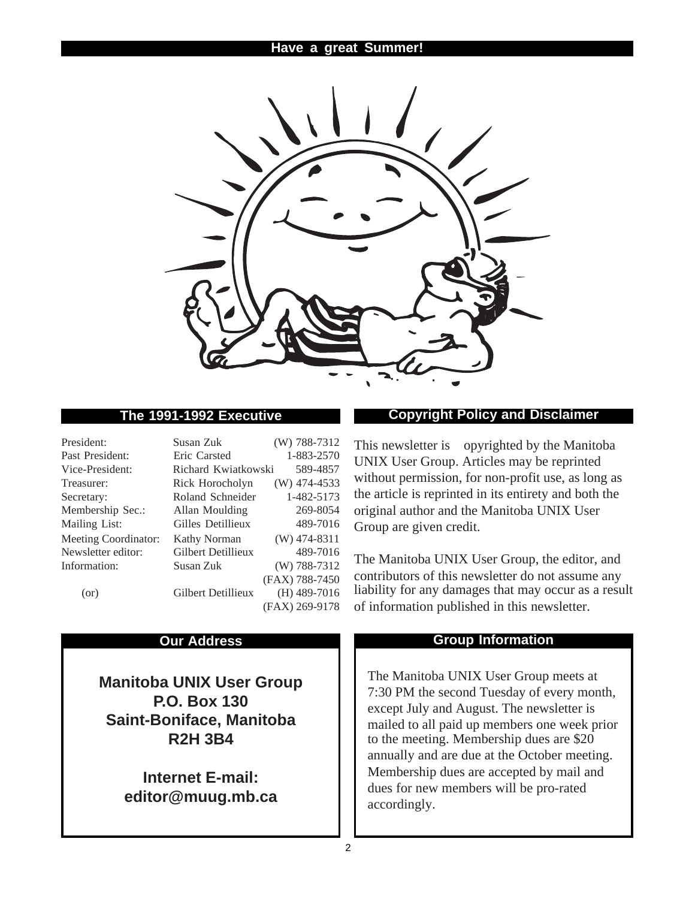## Have a great Summer!

## The 1991-1992 Executive

| | | |
|---|---|---|
| President: | Susan Zuk | (W) 788-7312 |
| Past President: | Eric Carsted | 1-883-2570 |
| Vice-President: | Richard Kwiatkowski | 589-4857 |
| Treasurer: | Rick Horocholyn | (W) 474-4533 |
| Secretary: | Roland Schneider | 1-482-5173 |
| Membership Sec.: | Allan Moulding | 269-8054 |
| Mailing List: | Gilles Detillieux | 489-7016 |
| Meeting Coordinator: | Kathy Norman | (W) 474-8311 |
| Newsletter editor: | Gilbert Detillieux | 489-7016 |
| Information: | Susan Zuk | (W) 788-7312 |
| | | (FAX) 788-7450 |
| (or) | Gilbert Detillieux | (H) 489-7016 |
| | | (FAX) 269-9178 |

## Copyright Policy and Disclaimer

This newsletter is opyrighted by the Manitoba UNIX User Group. Articles may be reprinted without permission, for non-profit use, as long as the article is reprinted in its entirety and both the original author and the Manitoba UNIX User Group are given credit.

The Manitoba UNIX User Group, the editor, and contributors of this newsletter do not assume any liability for any damages that may occur as a result of information published in this newsletter.

## Our Address

**Manitoba UNIX User Group**
**P.O. Box 130**
**Saint-Boniface, Manitoba**
**R2H 3B4**

**Internet E-mail:**
**editor@muug.mb.ca**

## Group Information

The Manitoba UNIX User Group meets at 7:30 PM the second Tuesday of every month, except July and August. The newsletter is mailed to all paid up members one week prior to the meeting. Membership dues are $20 annually and are due at the October meeting. Membership dues are accepted by mail and dues for new members will be pro-rated accordingly.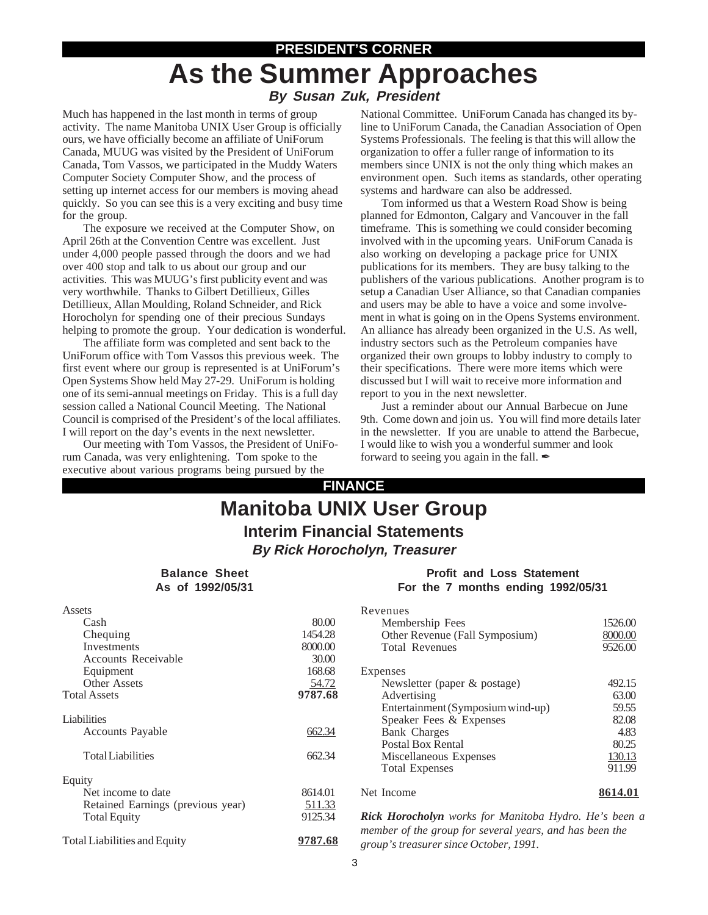PRESIDENT'S CORNER

# As the Summer Approaches

***By Susan Zuk, President***

Much has happened in the last month in terms of group activity. The name Manitoba UNIX User Group is officially ours, we have officially become an affiliate of UniForum Canada, MUUG was visited by the President of UniForum Canada, Tom Vassos, we participated in the Muddy Waters Computer Society Computer Show, and the process of setting up internet access for our members is moving ahead quickly. So you can see this is a very exciting and busy time for the group.

The exposure we received at the Computer Show, on April 26th at the Convention Centre was excellent. Just under 4,000 people passed through the doors and we had over 400 stop and talk to us about our group and our activities. This was MUUG's first publicity event and was very worthwhile. Thanks to Gilbert Detillieux, Gilles Detillieux, Allan Moulding, Roland Schneider, and Rick Horocholyn for spending one of their precious Sundays helping to promote the group. Your dedication is wonderful.

The affiliate form was completed and sent back to the UniForum office with Tom Vassos this previous week. The first event where our group is represented is at UniForum's Open Systems Show held May 27-29. UniForum is holding one of its semi-annual meetings on Friday. This is a full day session called a National Council Meeting. The National Council is comprised of the President's of the local affiliates. I will report on the day's events in the next newsletter.

Our meeting with Tom Vassos, the President of UniForum Canada, was very enlightening. Tom spoke to the executive about various programs being pursued by the National Committee. UniForum Canada has changed its by-line to UniForum Canada, the Canadian Association of Open Systems Professionals. The feeling is that this will allow the organization to offer a fuller range of information to its members since UNIX is not the only thing which makes an environment open. Such items as standards, other operating systems and hardware can also be addressed.

Tom informed us that a Western Road Show is being planned for Edmonton, Calgary and Vancouver in the fall timeframe. This is something we could consider becoming involved with in the upcoming years. UniForum Canada is also working on developing a package price for UNIX publications for its members. They are busy talking to the publishers of the various publications. Another program is to setup a Canadian User Alliance, so that Canadian companies and users may be able to have a voice and some involvement in what is going on in the Opens Systems environment. An alliance has already been organized in the U.S. As well, industry sectors such as the Petroleum companies have organized their own groups to lobby industry to comply to their specifications. There were more items which were discussed but I will wait to receive more information and report to you in the next newsletter.

Just a reminder about our Annual Barbecue on June 9th. Come down and join us. You will find more details later in the newsletter. If you are unable to attend the Barbecue, I would like to wish you a wonderful summer and look forward to seeing you again in the fall. ✒

FINANCE

# Manitoba UNIX User Group

## Interim Financial Statements

***By Rick Horocholyn, Treasurer***

**Balance Sheet**
**As of 1992/05/31**

| | |
|---|---|
| Assets | |
| Cash | 80.00 |
| Chequing | 1454.28 |
| Investments | 8000.00 |
| Accounts Receivable | 30.00 |
| Equipment | 168.68 |
| Other Assets | 54.72 |
| Total Assets | **9787.68** |
| | |
| Liabilities | |
| Accounts Payable | 662.34 |
| | |
| Total Liabilities | 662.34 |
| | |
| Equity | |
| Net income to date | 8614.01 |
| Retained Earnings (previous year) | 511.33 |
| Total Equity | 9125.34 |
| | |
| Total Liabilities and Equity | **9787.68** |

**Profit and Loss Statement**
**For the 7 months ending 1992/05/31**

| | |
|---|---|
| Revenues | |
| Membership Fees | 1526.00 |
| Other Revenue (Fall Symposium) | 8000.00 |
| Total Revenues | 9526.00 |
| | |
| Expenses | |
| Newsletter (paper & postage) | 492.15 |
| Advertising | 63.00 |
| Entertainment (Symposium wind-up) | 59.55 |
| Speaker Fees & Expenses | 82.08 |
| Bank Charges | 4.83 |
| Postal Box Rental | 80.25 |
| Miscellaneous Expenses | 130.13 |
| Total Expenses | 911.99 |
| | |
| Net Income | **8614.01** |

***Rick Horocholyn** works for Manitoba Hydro. He's been a member of the group for several years, and has been the group's treasurer since October, 1991.*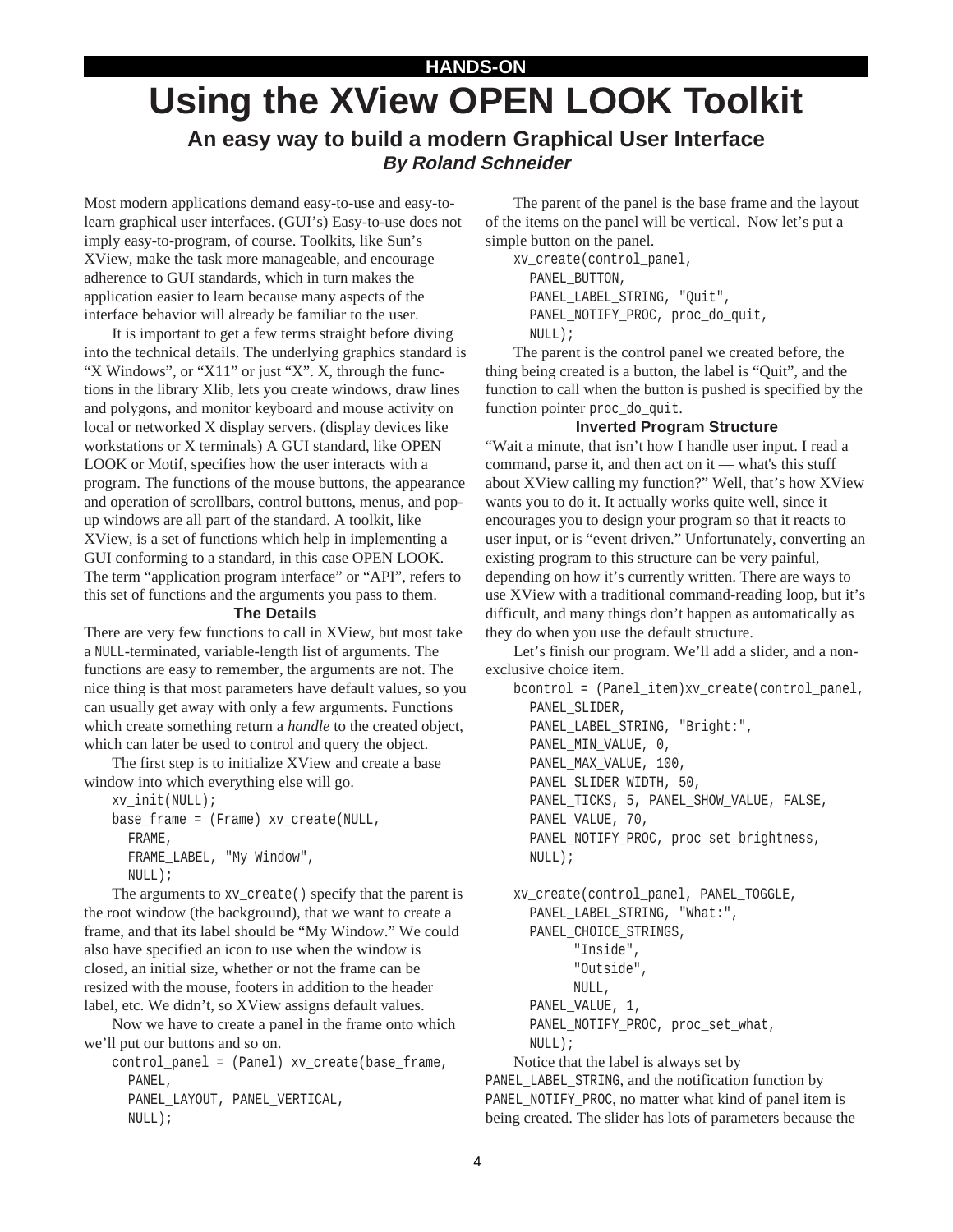HANDS-ON

# Using the XView OPEN LOOK Toolkit

## An easy way to build a modern Graphical User Interface

***By Roland Schneider***

Most modern applications demand easy-to-use and easy-to-learn graphical user interfaces. (GUI's) Easy-to-use does not imply easy-to-program, of course. Toolkits, like Sun's XView, make the task more manageable, and encourage adherence to GUI standards, which in turn makes the application easier to learn because many aspects of the interface behavior will already be familiar to the user.

It is important to get a few terms straight before diving into the technical details. The underlying graphics standard is "X Windows", or "X11" or just "X". X, through the functions in the library Xlib, lets you create windows, draw lines and polygons, and monitor keyboard and mouse activity on local or networked X display servers. (display devices like workstations or X terminals) A GUI standard, like OPEN LOOK or Motif, specifies how the user interacts with a program. The functions of the mouse buttons, the appearance and operation of scrollbars, control buttons, menus, and pop-up windows are all part of the standard. A toolkit, like XView, is a set of functions which help in implementing a GUI conforming to a standard, in this case OPEN LOOK. The term "application program interface" or "API", refers to this set of functions and the arguments you pass to them.

### The Details

There are very few functions to call in XView, but most take a `NULL`-terminated, variable-length list of arguments. The functions are easy to remember, the arguments are not. The nice thing is that most parameters have default values, so you can usually get away with only a few arguments. Functions which create something return a *handle* to the created object, which can later be used to control and query the object.

The first step is to initialize XView and create a base window into which everything else will go.

```
xv_init(NULL);
base_frame = (Frame) xv_create(NULL,
  FRAME,
  FRAME_LABEL, "My Window",
  NULL);
```

The arguments to `xv_create()` specify that the parent is the root window (the background), that we want to create a frame, and that its label should be "My Window." We could also have specified an icon to use when the window is closed, an initial size, whether or not the frame can be resized with the mouse, footers in addition to the header label, etc. We didn't, so XView assigns default values.

Now we have to create a panel in the frame onto which we'll put our buttons and so on.

```
control_panel = (Panel) xv_create(base_frame,
  PANEL,
  PANEL_LAYOUT, PANEL_VERTICAL,
  NULL);
```

The parent of the panel is the base frame and the layout of the items on the panel will be vertical. Now let's put a simple button on the panel.

```
xv_create(control_panel,
  PANEL_BUTTON,
  PANEL_LABEL_STRING, "Quit",
  PANEL_NOTIFY_PROC, proc_do_quit,
  NULL);
```

The parent is the control panel we created before, the thing being created is a button, the label is "Quit", and the function to call when the button is pushed is specified by the function pointer `proc_do_quit`.

### Inverted Program Structure

"Wait a minute, that isn't how I handle user input. I read a command, parse it, and then act on it — what's this stuff about XView calling my function?" Well, that's how XView wants you to do it. It actually works quite well, since it encourages you to design your program so that it reacts to user input, or is "event driven." Unfortunately, converting an existing program to this structure can be very painful, depending on how it's currently written. There are ways to use XView with a traditional command-reading loop, but it's difficult, and many things don't happen as automatically as they do when you use the default structure.

Let's finish our program. We'll add a slider, and a non-exclusive choice item.

```
bcontrol = (Panel_item)xv_create(control_panel,
  PANEL_SLIDER,
  PANEL_LABEL_STRING, "Bright:",
  PANEL_MIN_VALUE, 0,
  PANEL_MAX_VALUE, 100,
  PANEL_SLIDER_WIDTH, 50,
  PANEL_TICKS, 5, PANEL_SHOW_VALUE, FALSE,
  PANEL_VALUE, 70,
  PANEL_NOTIFY_PROC, proc_set_brightness,
  NULL);

xv_create(control_panel, PANEL_TOGGLE,
  PANEL_LABEL_STRING, "What:",
  PANEL_CHOICE_STRINGS,
       "Inside",
       "Outside",
       NULL,
  PANEL_VALUE, 1,
  PANEL_NOTIFY_PROC, proc_set_what,
  NULL);
```

Notice that the label is always set by `PANEL_LABEL_STRING`, and the notification function by `PANEL_NOTIFY_PROC`, no matter what kind of panel item is being created. The slider has lots of parameters because the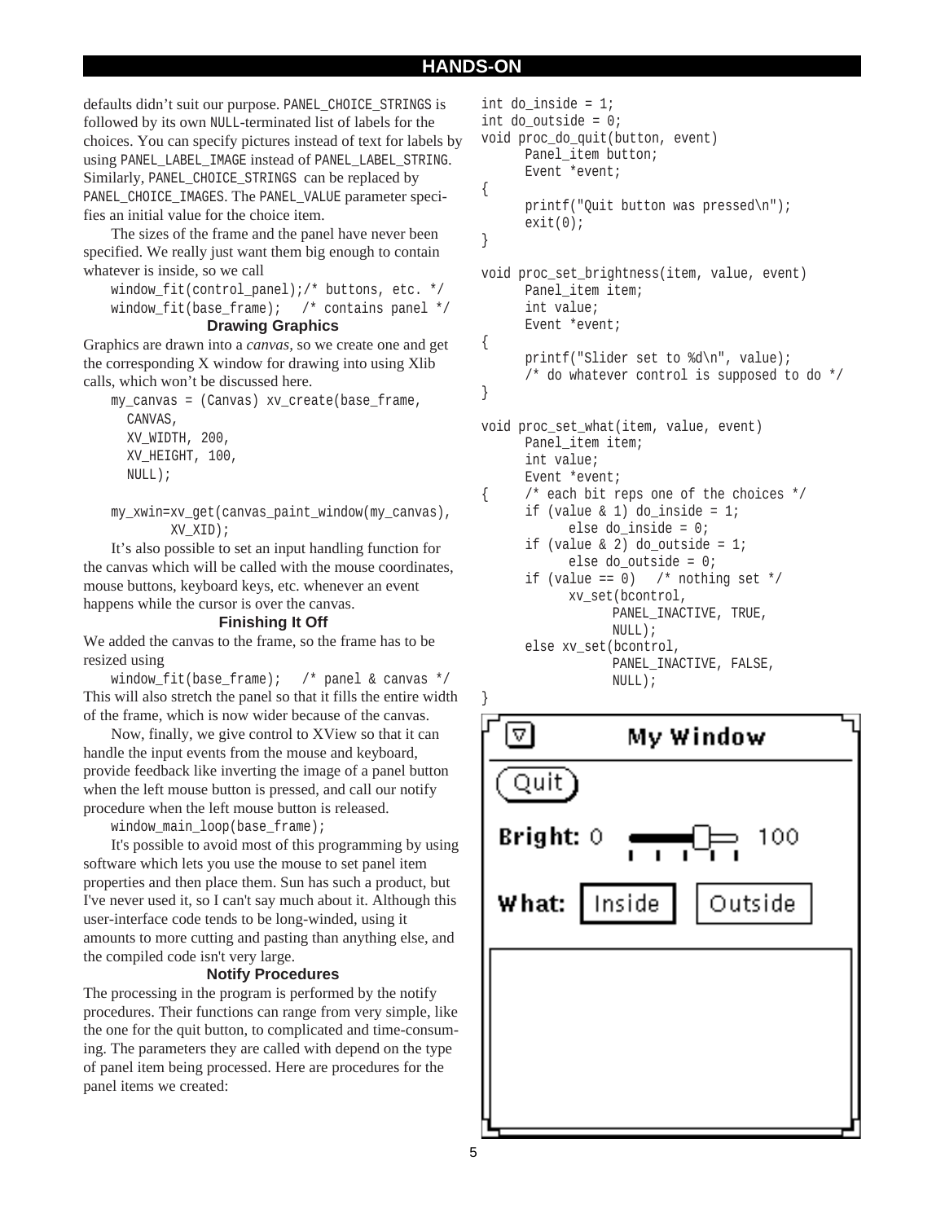defaults didn't suit our purpose. PANEL_CHOICE_STRINGS is followed by its own NULL-terminated list of labels for the choices. You can specify pictures instead of text for labels by using PANEL_LABEL_IMAGE instead of PANEL_LABEL_STRING. Similarly, PANEL_CHOICE_STRINGS can be replaced by PANEL_CHOICE_IMAGES. The PANEL_VALUE parameter specifies an initial value for the choice item.

The sizes of the frame and the panel have never been specified. We really just want them big enough to contain whatever is inside, so we call

```
window_fit(control_panel);/* buttons, etc. */
window_fit(base_frame);   /* contains panel */
```

### Drawing Graphics

Graphics are drawn into a *canvas*, so we create one and get the corresponding X window for drawing into using Xlib calls, which won't be discussed here.

```
my_canvas = (Canvas) xv_create(base_frame,
  CANVAS,
  XV_WIDTH, 200,
  XV_HEIGHT, 100,
  NULL);

my_xwin=xv_get(canvas_paint_window(my_canvas),
       XV_XID);
```

It's also possible to set an input handling function for the canvas which will be called with the mouse coordinates, mouse buttons, keyboard keys, etc. whenever an event happens while the cursor is over the canvas.

### Finishing It Off

We added the canvas to the frame, so the frame has to be resized using

```
window_fit(base_frame);   /* panel & canvas */
```

This will also stretch the panel so that it fills the entire width of the frame, which is now wider because of the canvas.

Now, finally, we give control to XView so that it can handle the input events from the mouse and keyboard, provide feedback like inverting the image of a panel button when the left mouse button is pressed, and call our notify procedure when the left mouse button is released.

```
window_main_loop(base_frame);
```

It's possible to avoid most of this programming by using software which lets you use the mouse to set panel item properties and then place them. Sun has such a product, but I've never used it, so I can't say much about it. Although this user-interface code tends to be long-winded, using it amounts to more cutting and pasting than anything else, and the compiled code isn't very large.

### Notify Procedures

The processing in the program is performed by the notify procedures. Their functions can range from very simple, like the one for the quit button, to complicated and time-consuming. The parameters they are called with depend on the type of panel item being processed. Here are procedures for the panel items we created:

```
int do_inside = 1;
int do_outside = 0;
void proc_do_quit(button, event)
      Panel_item button;
      Event *event;
{
      printf("Quit button was pressed\n");
      exit(0);
}

void proc_set_brightness(item, value, event)
      Panel_item item;
      int value;
      Event *event;
{
      printf("Slider set to %d\n", value);
      /* do whatever control is supposed to do */
}

void proc_set_what(item, value, event)
      Panel_item item;
      int value;
      Event *event;
{     /* each bit reps one of the choices */
      if (value & 1) do_inside = 1;
            else do_inside = 0;
      if (value & 2) do_outside = 1;
            else do_outside = 0;
      if (value == 0)   /* nothing set */
            xv_set(bcontrol,
                  PANEL_INACTIVE, TRUE,
                  NULL);
      else xv_set(bcontrol,
                  PANEL_INACTIVE, FALSE,
                  NULL);
}
```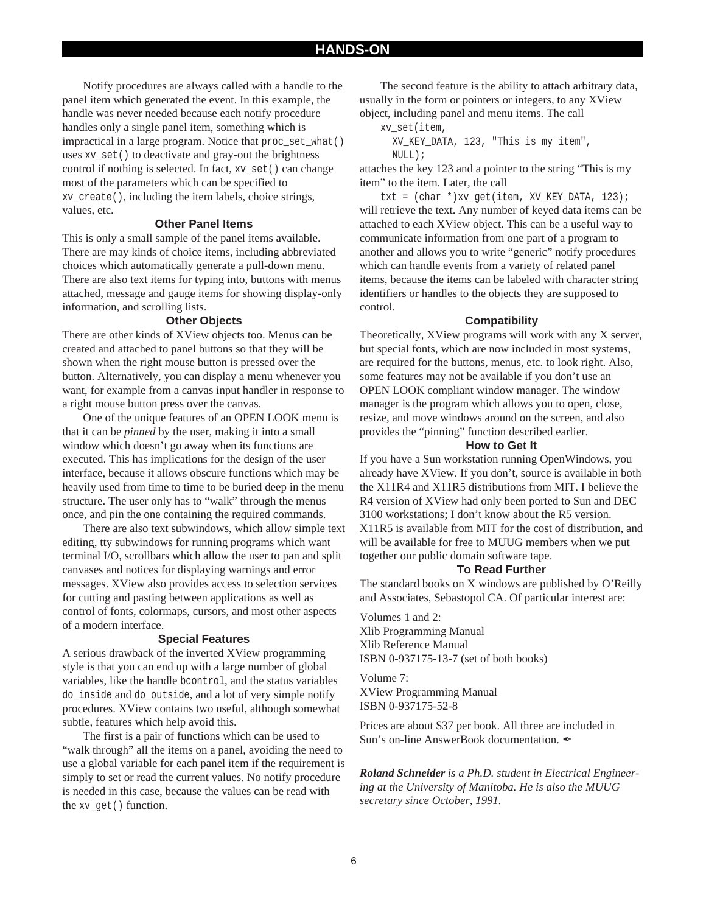Notify procedures are always called with a handle to the panel item which generated the event. In this example, the handle was never needed because each notify procedure handles only a single panel item, something which is impractical in a large program. Notice that `proc_set_what()` uses `xv_set()` to deactivate and gray-out the brightness control if nothing is selected. In fact, `xv_set()` can change most of the parameters which can be specified to `xv_create()`, including the item labels, choice strings, values, etc.

### Other Panel Items

This is only a small sample of the panel items available. There are may kinds of choice items, including abbreviated choices which automatically generate a pull-down menu. There are also text items for typing into, buttons with menus attached, message and gauge items for showing display-only information, and scrolling lists.

### Other Objects

There are other kinds of XView objects too. Menus can be created and attached to panel buttons so that they will be shown when the right mouse button is pressed over the button. Alternatively, you can display a menu whenever you want, for example from a canvas input handler in response to a right mouse button press over the canvas.

One of the unique features of an OPEN LOOK menu is that it can be *pinned* by the user, making it into a small window which doesn't go away when its functions are executed. This has implications for the design of the user interface, because it allows obscure functions which may be heavily used from time to time to be buried deep in the menu structure. The user only has to "walk" through the menus once, and pin the one containing the required commands.

There are also text subwindows, which allow simple text editing, tty subwindows for running programs which want terminal I/O, scrollbars which allow the user to pan and split canvases and notices for displaying warnings and error messages. XView also provides access to selection services for cutting and pasting between applications as well as control of fonts, colormaps, cursors, and most other aspects of a modern interface.

### Special Features

A serious drawback of the inverted XView programming style is that you can end up with a large number of global variables, like the handle `bcontrol`, and the status variables `do_inside` and `do_outside`, and a lot of very simple notify procedures. XView contains two useful, although somewhat subtle, features which help avoid this.

The first is a pair of functions which can be used to "walk through" all the items on a panel, avoiding the need to use a global variable for each panel item if the requirement is simply to set or read the current values. No notify procedure is needed in this case, because the values can be read with the `xv_get()` function.

The second feature is the ability to attach arbitrary data, usually in the form or pointers or integers, to any XView object, including panel and menu items. The call

```
xv_set(item,
  XV_KEY_DATA, 123, "This is my item",
  NULL);
```

attaches the key 123 and a pointer to the string "This is my item" to the item. Later, the call

```
txt = (char *)xv_get(item, XV_KEY_DATA, 123);
```

will retrieve the text. Any number of keyed data items can be attached to each XView object. This can be a useful way to communicate information from one part of a program to another and allows you to write "generic" notify procedures which can handle events from a variety of related panel items, because the items can be labeled with character string identifiers or handles to the objects they are supposed to control.

### Compatibility

Theoretically, XView programs will work with any X server, but special fonts, which are now included in most systems, are required for the buttons, menus, etc. to look right. Also, some features may not be available if you don't use an OPEN LOOK compliant window manager. The window manager is the program which allows you to open, close, resize, and move windows around on the screen, and also provides the "pinning" function described earlier.

### How to Get It

If you have a Sun workstation running OpenWindows, you already have XView. If you don't, source is available in both the X11R4 and X11R5 distributions from MIT. I believe the R4 version of XView had only been ported to Sun and DEC 3100 workstations; I don't know about the R5 version. X11R5 is available from MIT for the cost of distribution, and will be available for free to MUUG members when we put together our public domain software tape.

### To Read Further

The standard books on X windows are published by O'Reilly and Associates, Sebastopol CA. Of particular interest are:

Volumes 1 and 2:
Xlib Programming Manual
Xlib Reference Manual
ISBN 0-937175-13-7 (set of both books)

Volume 7:
XView Programming Manual
ISBN 0-937175-52-8

Prices are about \$37 per book. All three are included in Sun's on-line AnswerBook documentation. ✒

***Roland Schneider** is a Ph.D. student in Electrical Engineering at the University of Manitoba. He is also the MUUG secretary since October, 1991.*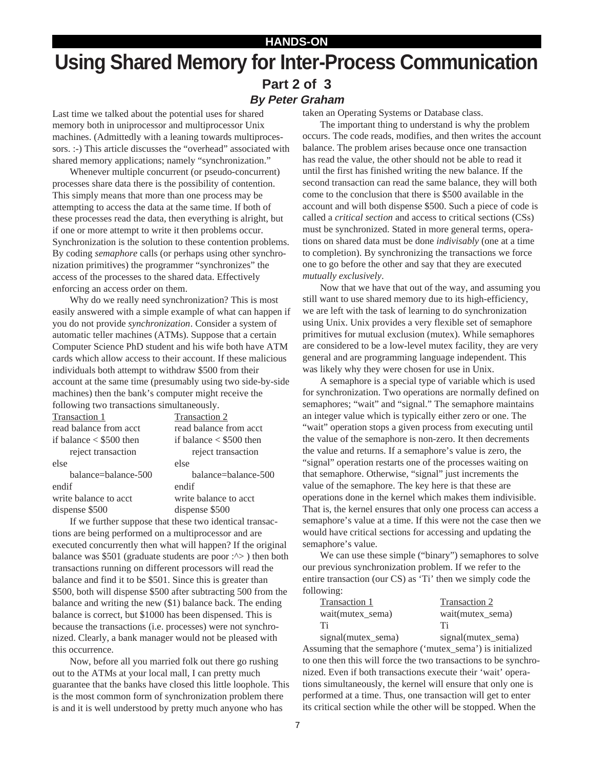HANDS-ON

# Using Shared Memory for Inter-Process Communication

## Part 2 of 3

### *By Peter Graham*

Last time we talked about the potential uses for shared memory both in uniprocessor and multiprocessor Unix machines. (Admittedly with a leaning towards multiprocessors. :-) This article discusses the "overhead" associated with shared memory applications; namely "synchronization."

Whenever multiple concurrent (or pseudo-concurrent) processes share data there is the possibility of contention. This simply means that more than one process may be attempting to access the data at the same time. If both of these processes read the data, then everything is alright, but if one or more attempt to write it then problems occur. Synchronization is the solution to these contention problems. By coding *semaphore* calls (or perhaps using other synchronization primitives) the programmer "synchronizes" the access of the processes to the shared data. Effectively enforcing an access order on them.

Why do we really need synchronization? This is most easily answered with a simple example of what can happen if you do not provide *synchronization*. Consider a system of automatic teller machines (ATMs). Suppose that a certain Computer Science PhD student and his wife both have ATM cards which allow access to their account. If these malicious individuals both attempt to withdraw $500 from their account at the same time (presumably using two side-by-side machines) then the bank's computer might receive the following two transactions simultaneously.

```
Transaction 1               Transaction 2
read balance from acct      read balance from acct
if balance < $500 then      if balance < $500 then
    reject transaction          reject transaction
else                        else
    balance=balance-500         balance=balance-500
endif                       endif
write balance to acct       write balance to acct
dispense $500               dispense $500
```

If we further suppose that these two identical transactions are being performed on a multiprocessor and are executed concurrently then what will happen? If the original balance was $501 (graduate students are poor :^> ) then both transactions running on different processors will read the balance and find it to be $501. Since this is greater than $500, both will dispense $500 after subtracting 500 from the balance and writing the new ($1) balance back. The ending balance is correct, but $1000 has been dispensed. This is because the transactions (i.e. processes) were not synchronized. Clearly, a bank manager would not be pleased with this occurrence.

Now, before all you married folk out there go rushing out to the ATMs at your local mall, I can pretty much guarantee that the banks have closed this little loophole. This is the most common form of synchronization problem there is and it is well understood by pretty much anyone who has taken an Operating Systems or Database class.

The important thing to understand is why the problem occurs. The code reads, modifies, and then writes the account balance. The problem arises because once one transaction has read the value, the other should not be able to read it until the first has finished writing the new balance. If the second transaction can read the same balance, they will both come to the conclusion that there is $500 available in the account and will both dispense $500. Such a piece of code is called a *critical section* and access to critical sections (CSs) must be synchronized. Stated in more general terms, operations on shared data must be done *indivisably* (one at a time to completion). By synchronizing the transactions we force one to go before the other and say that they are executed *mutually exclusively*.

Now that we have that out of the way, and assuming you still want to use shared memory due to its high-efficiency, we are left with the task of learning to do synchronization using Unix. Unix provides a very flexible set of semaphore primitives for mutual exclusion (mutex). While semaphores are considered to be a low-level mutex facility, they are very general and are programming language independent. This was likely why they were chosen for use in Unix.

A semaphore is a special type of variable which is used for synchronization. Two operations are normally defined on semaphores; "wait" and "signal." The semaphore maintains an integer value which is typically either zero or one. The "wait" operation stops a given process from executing until the value of the semaphore is non-zero. It then decrements the value and returns. If a semaphore's value is zero, the "signal" operation restarts one of the processes waiting on that semaphore. Otherwise, "signal" just increments the value of the semaphore. The key here is that these are operations done in the kernel which makes them indivisible. That is, the kernel ensures that only one process can access a semaphore's value at a time. If this were not the case then we would have critical sections for accessing and updating the semaphore's value.

We can use these simple ("binary") semaphores to solve our previous synchronization problem. If we refer to the entire transaction (our CS) as 'Ti' then we simply code the following:

```
Transaction 1               Transaction 2
wait(mutex_sema)            wait(mutex_sema)
Ti                          Ti
signal(mutex_sema)          signal(mutex_sema)
```

Assuming that the semaphore ('mutex_sema') is initialized to one then this will force the two transactions to be synchronized. Even if both transactions execute their 'wait' operations simultaneously, the kernel will ensure that only one is performed at a time. Thus, one transaction will get to enter its critical section while the other will be stopped. When the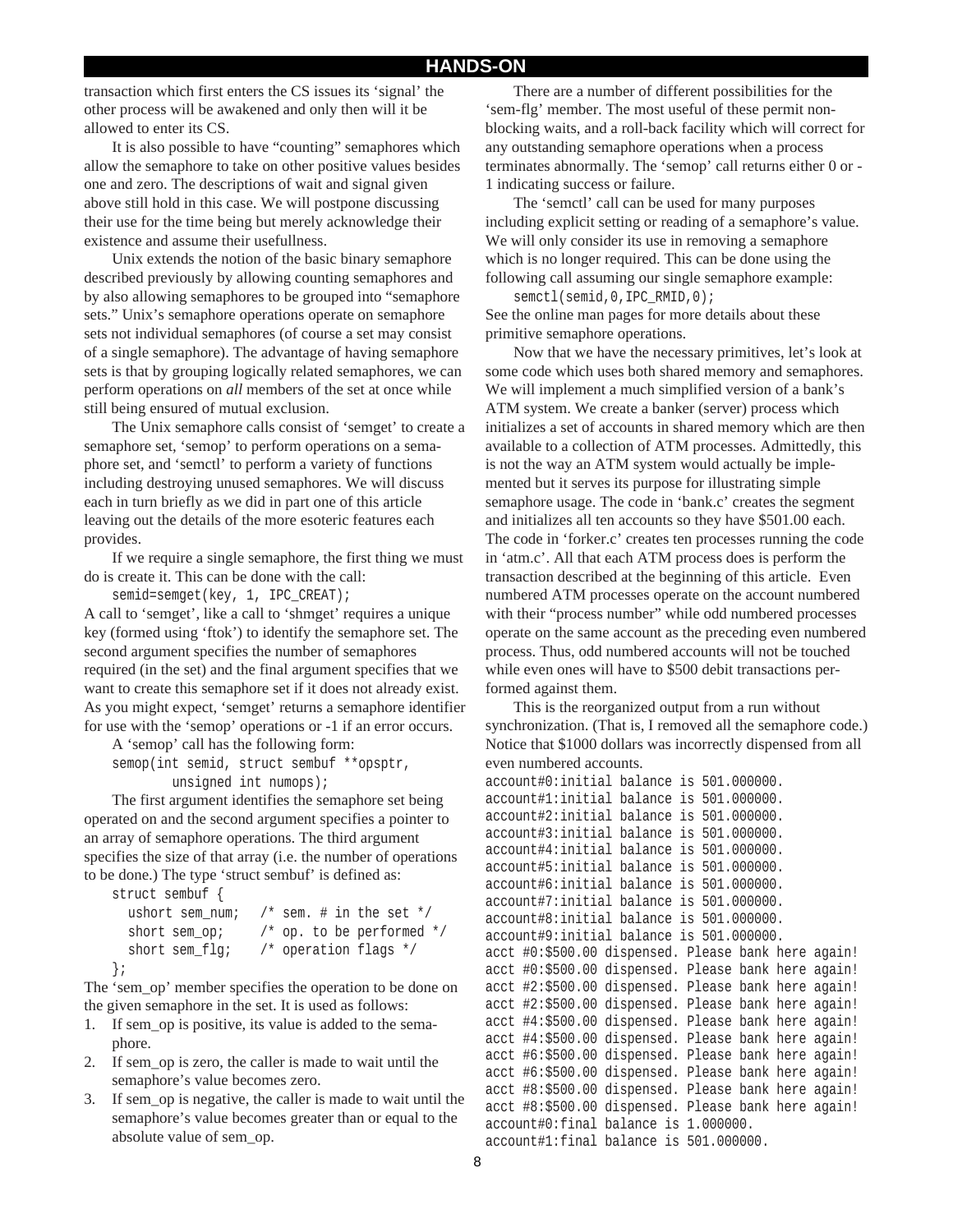transaction which first enters the CS issues its 'signal' the other process will be awakened and only then will it be allowed to enter its CS.

It is also possible to have "counting" semaphores which allow the semaphore to take on other positive values besides one and zero. The descriptions of wait and signal given above still hold in this case. We will postpone discussing their use for the time being but merely acknowledge their existence and assume their usefullness.

Unix extends the notion of the basic binary semaphore described previously by allowing counting semaphores and by also allowing semaphores to be grouped into "semaphore sets." Unix's semaphore operations operate on semaphore sets not individual semaphores (of course a set may consist of a single semaphore). The advantage of having semaphore sets is that by grouping logically related semaphores, we can perform operations on *all* members of the set at once while still being ensured of mutual exclusion.

The Unix semaphore calls consist of 'semget' to create a semaphore set, 'semop' to perform operations on a semaphore set, and 'semctl' to perform a variety of functions including destroying unused semaphores. We will discuss each in turn briefly as we did in part one of this article leaving out the details of the more esoteric features each provides.

If we require a single semaphore, the first thing we must do is create it. This can be done with the call:

```
semid=semget(key, 1, IPC_CREAT);
```

A call to 'semget', like a call to 'shmget' requires a unique key (formed using 'ftok') to identify the semaphore set. The second argument specifies the number of semaphores required (in the set) and the final argument specifies that we want to create this semaphore set if it does not already exist. As you might expect, 'semget' returns a semaphore identifier for use with the 'semop' operations or -1 if an error occurs.

A 'semop' call has the following form:

```
semop(int semid, struct sembuf **opsptr,
        unsigned int numops);
```

The first argument identifies the semaphore set being operated on and the second argument specifies a pointer to an array of semaphore operations. The third argument specifies the size of that array (i.e. the number of operations to be done.) The type 'struct sembuf' is defined as:

```
struct sembuf {
  ushort sem_num;   /* sem. # in the set */
  short sem_op;     /* op. to be performed */
  short sem_flg;    /* operation flags */
};
```

The 'sem_op' member specifies the operation to be done on the given semaphore in the set. It is used as follows:

1. If sem_op is positive, its value is added to the semaphore.
2. If sem_op is zero, the caller is made to wait until the semaphore's value becomes zero.
3. If sem_op is negative, the caller is made to wait until the semaphore's value becomes greater than or equal to the absolute value of sem_op.

There are a number of different possibilities for the 'sem-flg' member. The most useful of these permit non-blocking waits, and a roll-back facility which will correct for any outstanding semaphore operations when a process terminates abnormally. The 'semop' call returns either 0 or -1 indicating success or failure.

The 'semctl' call can be used for many purposes including explicit setting or reading of a semaphore's value. We will only consider its use in removing a semaphore which is no longer required. This can be done using the following call assuming our single semaphore example:

```
semctl(semid,0,IPC_RMID,0);
```

See the online man pages for more details about these primitive semaphore operations.

Now that we have the necessary primitives, let's look at some code which uses both shared memory and semaphores. We will implement a much simplified version of a bank's ATM system. We create a banker (server) process which initializes a set of accounts in shared memory which are then available to a collection of ATM processes. Admittedly, this is not the way an ATM system would actually be implemented but it serves its purpose for illustrating simple semaphore usage. The code in 'bank.c' creates the segment and initializes all ten accounts so they have $501.00 each. The code in 'forker.c' creates ten processes running the code in 'atm.c'. All that each ATM process does is perform the transaction described at the beginning of this article. Even numbered ATM processes operate on the account numbered with their "process number" while odd numbered processes operate on the same account as the preceding even numbered process. Thus, odd numbered accounts will not be touched while even ones will have to $500 debit transactions performed against them.

This is the reorganized output from a run without synchronization. (That is, I removed all the semaphore code.) Notice that $1000 dollars was incorrectly dispensed from all even numbered accounts.

```
account#0:initial balance is 501.000000.
account#1:initial balance is 501.000000.
account#2:initial balance is 501.000000.
account#3:initial balance is 501.000000.
account#4:initial balance is 501.000000.
account#5:initial balance is 501.000000.
account#6:initial balance is 501.000000.
account#7:initial balance is 501.000000.
account#8:initial balance is 501.000000.
account#9:initial balance is 501.000000.
acct #0:$500.00 dispensed. Please bank here again!
acct #0:$500.00 dispensed. Please bank here again!
acct #2:$500.00 dispensed. Please bank here again!
acct #2:$500.00 dispensed. Please bank here again!
acct #4:$500.00 dispensed. Please bank here again!
acct #4:$500.00 dispensed. Please bank here again!
acct #6:$500.00 dispensed. Please bank here again!
acct #6:$500.00 dispensed. Please bank here again!
acct #8:$500.00 dispensed. Please bank here again!
acct #8:$500.00 dispensed. Please bank here again!
account#0:final balance is 1.000000.
account#1:final balance is 501.000000.
```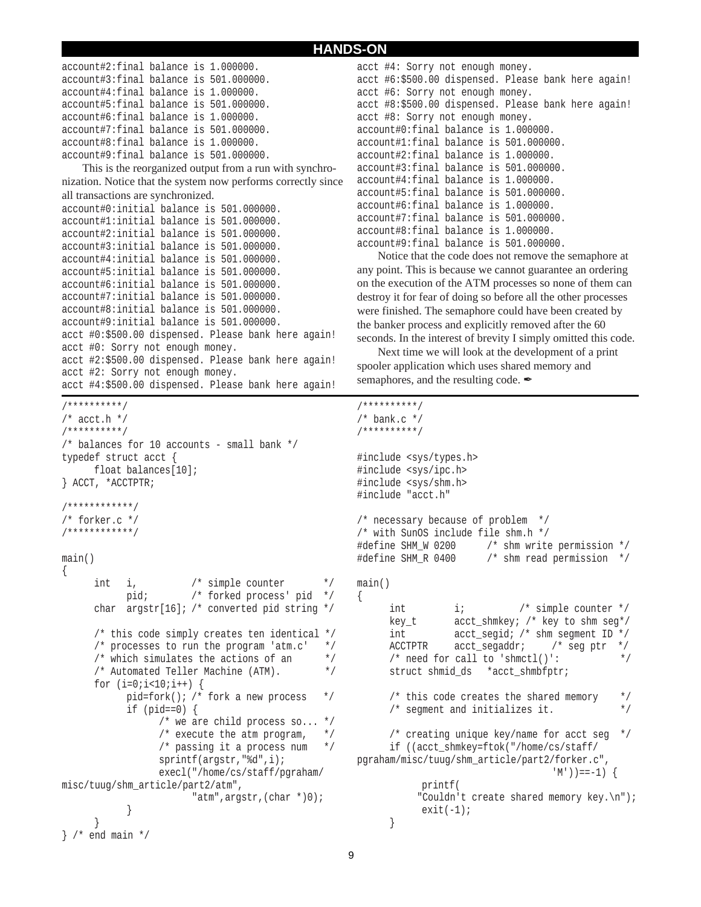```
account#2:final balance is 1.000000.
account#3:final balance is 501.000000.
account#4:final balance is 1.000000.
account#5:final balance is 501.000000.
account#6:final balance is 1.000000.
account#7:final balance is 501.000000.
account#8:final balance is 1.000000.
account#9:final balance is 501.000000.
```

This is the reorganized output from a run with synchronization. Notice that the system now performs correctly since all transactions are synchronized.

```
account#0:initial balance is 501.000000.
account#1:initial balance is 501.000000.
account#2:initial balance is 501.000000.
account#3:initial balance is 501.000000.
account#4:initial balance is 501.000000.
account#5:initial balance is 501.000000.
account#6:initial balance is 501.000000.
account#7:initial balance is 501.000000.
account#8:initial balance is 501.000000.
account#9:initial balance is 501.000000.
acct #0:$500.00 dispensed. Please bank here again!
acct #0: Sorry not enough money.
acct #2:$500.00 dispensed. Please bank here again!
acct #2: Sorry not enough money.
acct #4:$500.00 dispensed. Please bank here again!
acct #4: Sorry not enough money.
acct #6:$500.00 dispensed. Please bank here again!
acct #6: Sorry not enough money.
acct #8:$500.00 dispensed. Please bank here again!
acct #8: Sorry not enough money.
account#0:final balance is 1.000000.
account#1:final balance is 501.000000.
account#2:final balance is 1.000000.
account#3:final balance is 501.000000.
account#4:final balance is 1.000000.
account#5:final balance is 501.000000.
account#6:final balance is 1.000000.
account#7:final balance is 501.000000.
account#8:final balance is 1.000000.
account#9:final balance is 501.000000.
```

Notice that the code does not remove the semaphore at any point. This is because we cannot guarantee an ordering on the execution of the ATM processes so none of them can destroy it for fear of doing so before all the other processes were finished. The semaphore could have been created by the banker process and explicitly removed after the 60 seconds. In the interest of brevity I simply omitted this code.

Next time we will look at the development of a print spooler application which uses shared memory and semaphores, and the resulting code. ✒

```
/*********/
/* acct.h */
/*********/
/* balances for 10 accounts - small bank */
typedef struct acct {
      float balances[10];
} ACCT, *ACCTPTR;

/************/
/* forker.c */
/************/

main()
{
      int   i,          /* simple counter       */
            pid;        /* forked process' pid  */
      char  argstr[16]; /* converted pid string */

      /* this code simply creates ten identical */
      /* processes to run the program 'atm.c'   */
      /* which simulates the actions of an      */
      /* Automated Teller Machine (ATM).        */
      for (i=0;i<10;i++) {
            pid=fork(); /* fork a new process   */
            if (pid==0) {
                  /* we are child process so... */
                  /* execute the atm program,   */
                  /* passing it a process num   */
                  sprintf(argstr,"%d",i);
                  execl("/home/cs/staff/pgraham/
misc/tuug/shm_article/part2/atm",
                        "atm",argstr,(char *)0);
            }
      }
} /* end main */
```

```
/*********/
/* bank.c */
/*********/

#include <sys/types.h>
#include <sys/ipc.h>
#include <sys/shm.h>
#include "acct.h"

/* necessary because of problem  */
/* with SunOS include file shm.h */
#define SHM_W 0200      /* shm write permission */
#define SHM_R 0400      /* shm read permission  */

main()
{
      int         i;          /* simple counter */
      key_t       acct_shmkey; /* key to shm seg*/
      int         acct_segid; /* shm segment ID */
      ACCTPTR     acct_segaddr;     /* seg ptr  */
      /* need for call to 'shmctl()':           */
      struct shmid_ds   *acct_shmbfptr;

      /* this code creates the shared memory    */
      /* segment and initializes it.            */

      /* creating unique key/name for acct seg  */
      if ((acct_shmkey=ftok("/home/cs/staff/
pgraham/misc/tuug/shm_article/part2/forker.c",
                              'M'))==-1) {
            printf(
           "Couldn't create shared memory key.\n");
            exit(-1);
      }
```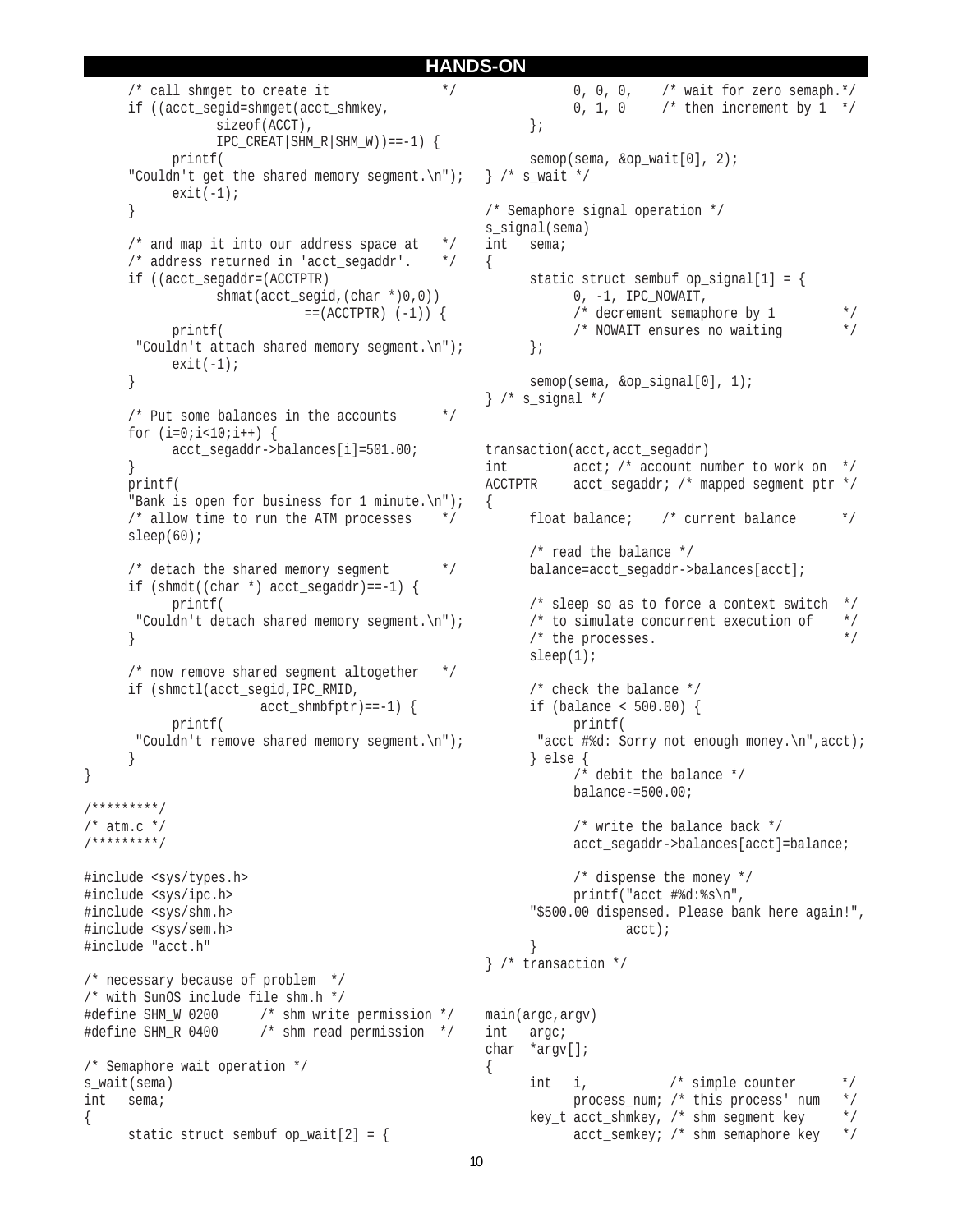```
	/* call shmget to create it              */
	if ((acct_segid=shmget(acct_shmkey,
	            sizeof(ACCT),
	            IPC_CREAT|SHM_R|SHM_W))==-1) {
		printf(
	"Couldn't get the shared memory segment.\n");
		exit(-1);
	}

	/* and map it into our address space at   */
	/* address returned in 'acct_segaddr'.    */
	if ((acct_segaddr=(ACCTPTR)
	            shmat(acct_segid,(char *)0,0))
	                    ==(ACCTPTR) (-1)) {
		printf(
	 "Couldn't attach shared memory segment.\n");
		exit(-1);
	}

	/* Put some balances in the accounts      */
	for (i=0;i<10;i++) {
		acct_segaddr->balances[i]=501.00;
	}
	printf(
	"Bank is open for business for 1 minute.\n");
	/* allow time to run the ATM processes    */
	sleep(60);

	/* detach the shared memory segment       */
	if (shmdt((char *) acct_segaddr)==-1) {
		printf(
	 "Couldn't detach shared memory segment.\n");
	}

	/* now remove shared segment altogether   */
	if (shmctl(acct_segid,IPC_RMID,
	                acct_shmbfptr)==-1) {
		printf(
	 "Couldn't remove shared memory segment.\n");
	}
}

/*********/
/* atm.c */
/*********/

#include <sys/types.h>
#include <sys/ipc.h>
#include <sys/shm.h>
#include <sys/sem.h>
#include "acct.h"

/* necessary because of problem  */
/* with SunOS include file shm.h */
#define SHM_W 0200      /* shm write permission */
#define SHM_R 0400      /* shm read permission  */

/* Semaphore wait operation */
s_wait(sema)
int   sema;
{
	static struct sembuf op_wait[2] = {
		0, 0, 0,    /* wait for zero semaph.*/
		0, 1, 0     /* then increment by 1  */
	};

	semop(sema, &op_wait[0], 2);
} /* s_wait */

/* Semaphore signal operation */
s_signal(sema)
int   sema;
{
	static struct sembuf op_signal[1] = {
		0, -1, IPC_NOWAIT,
		/* decrement semaphore by 1         */
		/* NOWAIT ensures no waiting        */
	};

	semop(sema, &op_signal[0], 1);
} /* s_signal */


transaction(acct,acct_segaddr)
int         acct; /* account number to work on  */
ACCTPTR     acct_segaddr; /* mapped segment ptr */
{
	float balance;    /* current balance      */

	/* read the balance */
	balance=acct_segaddr->balances[acct];

	/* sleep so as to force a context switch  */
	/* to simulate concurrent execution of    */
	/* the processes.                         */
	sleep(1);

	/* check the balance */
	if (balance < 500.00) {
		printf(
	 "acct #%d: Sorry not enough money.\n",acct);
	} else {
		/* debit the balance */
		balance-=500.00;

		/* write the balance back */
		acct_segaddr->balances[acct]=balance;

		/* dispense the money */
		printf("acct #%d:%s\n",
	"$500.00 dispensed. Please bank here again!",
		        acct);
	}
} /* transaction */


main(argc,argv)
int   argc;
char  *argv[];
{
	int   i,           /* simple counter      */
	      process_num; /* this process' num   */
	key_t acct_shmkey, /* shm segment key     */
	      acct_semkey; /* shm semaphore key   */
```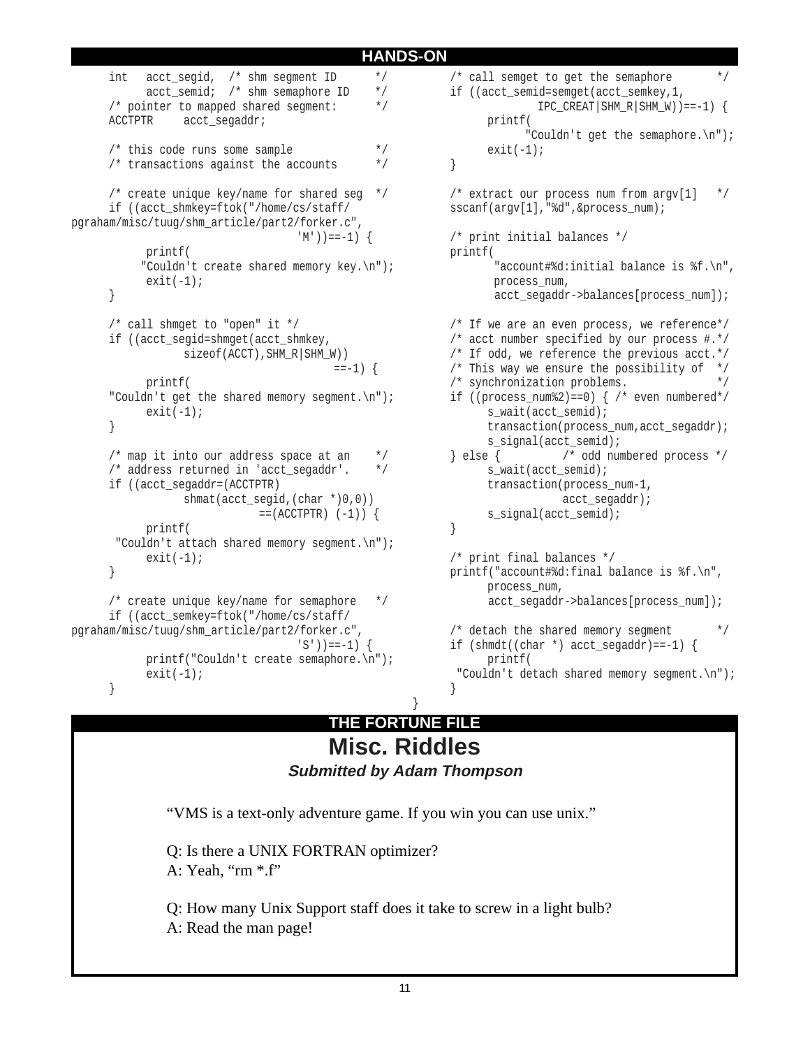```c
	int	acct_segid,	/* shm segment ID	*/
		acct_semid;	/* shm semaphore ID	*/
	/* pointer to mapped shared segment:	*/
	ACCTPTR		acct_segaddr;

	/* this code runs some sample		*/
	/* transactions against the accounts	*/

	/* create unique key/name for shared seg */
	if ((acct_shmkey=ftok("/home/cs/staff/
pgraham/misc/tuug/shm_article/part2/forker.c",
				'M'))==-1) {
		printf(
		"Couldn't create shared memory key.\n");
		exit(-1);
	}

	/* call shmget to "open" it */
	if ((acct_segid=shmget(acct_shmkey,
			sizeof(ACCT),SHM_R|SHM_W))
						==-1) {
		printf(
	"Couldn't get the shared memory segment.\n");
		exit(-1);
	}

	/* map it into our address space at an	*/
	/* address returned in 'acct_segaddr'.	*/
	if ((acct_segaddr=(ACCTPTR)
			shmat(acct_segid,(char *)0,0))
				==(ACCTPTR) (-1)) {
		printf(
	 "Couldn't attach shared memory segment.\n");
		exit(-1);
	}

	/* create unique key/name for semaphore	*/
	if ((acct_semkey=ftok("/home/cs/staff/
pgraham/misc/tuug/shm_article/part2/forker.c",
				'S'))==-1) {
		printf("Couldn't create semaphore.\n");
		exit(-1);
	}

	/* call semget to get the semaphore	*/
	if ((acct_semid=semget(acct_semkey,1,
			IPC_CREAT|SHM_R|SHM_W))==-1) {
		printf(
			"Couldn't get the semaphore.\n");
		exit(-1);
	}

	/* extract our process num from argv[1]	*/
	sscanf(argv[1],"%d",&process_num);

	/* print initial balances */
	printf(
		"account#%d:initial balance is %f.\n",
		process_num,
		acct_segaddr->balances[process_num]);

	/* If we are an even process, we reference*/
	/* acct number specified by our process #.*/
	/* If odd, we reference the previous acct.*/
	/* This way we ensure the possibility of */
	/* synchronization problems.		*/
	if ((process_num%2)==0) { /* even numbered*/
		s_wait(acct_semid);
		transaction(process_num,acct_segaddr);
		s_signal(acct_semid);
	} else {	/* odd numbered process */
		s_wait(acct_semid);
		transaction(process_num-1,
				acct_segaddr);
		s_signal(acct_semid);
	}

	/* print final balances */
	printf("account#%d:final balance is %f.\n",
		process_num,
		acct_segaddr->balances[process_num]);

	/* detach the shared memory segment	*/
	if (shmdt((char *) acct_segaddr)==-1) {
		printf(
	 "Couldn't detach shared memory segment.\n");
	}
}
```

## THE FORTUNE FILE

# Misc. Riddles

***Submitted by Adam Thompson***

"VMS is a text-only adventure game. If you win you can use unix."

Q: Is there a UNIX FORTRAN optimizer?
A: Yeah, "rm *.f"

Q: How many Unix Support staff does it take to screw in a light bulb?
A: Read the man page!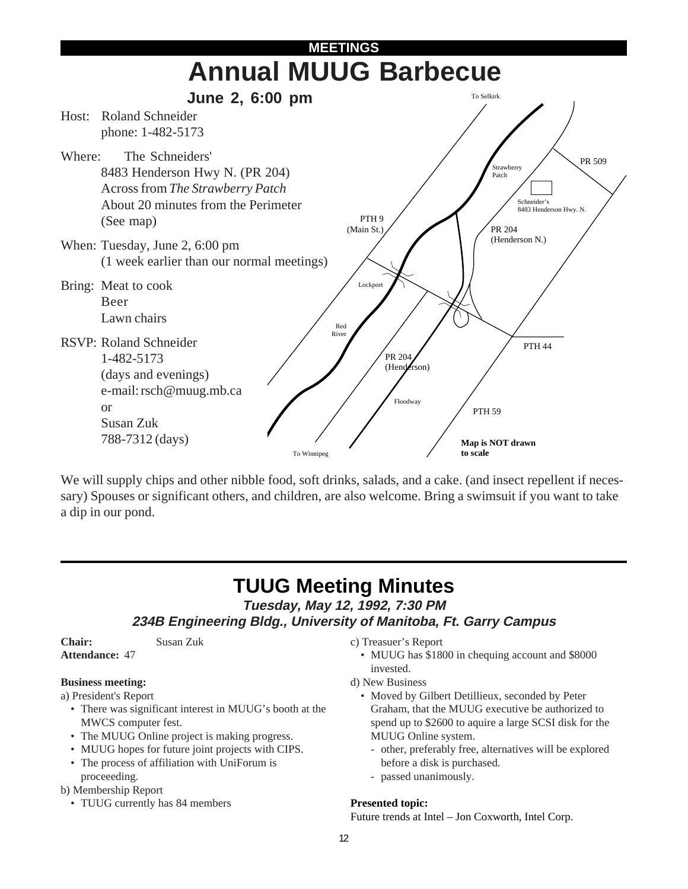MEETINGS

# Annual MUUG Barbecue

## June 2, 6:00 pm

Host: Roland Schneider
phone: 1-482-5173

Where: The Schneiders'
8483 Henderson Hwy N. (PR 204)
Across from *The Strawberry Patch*
About 20 minutes from the Perimeter
(See map)

When: Tuesday, June 2, 6:00 pm
(1 week earlier than our normal meetings)

Bring: Meat to cook
Beer
Lawn chairs

RSVP: Roland Schneider
1-482-5173
(days and evenings)
e-mail: rsch@muug.mb.ca
or
Susan Zuk
788-7312 (days)

To Selkirk

PR 509

Strawberry Patch

Schneider's
8483 Henderson Hwy. N.

PTH 9
(Main St.)

PR 204
(Henderson N.)

Lockport

Red River

PTH 44

PR 204
(Henderson)

Floodway

PTH 59

To Winnipeg

**Map is NOT drawn to scale**

We will supply chips and other nibble food, soft drinks, salads, and a cake. (and insect repellent if necessary) Spouses or significant others, and children, are also welcome. Bring a swimsuit if you want to take a dip in our pond.

---

# TUUG Meeting Minutes

***Tuesday, May 12, 1992, 7:30 PM***

***234B Engineering Bldg., University of Manitoba, Ft. Garry Campus***

**Chair:** Susan Zuk
**Attendance:** 47

**Business meeting:**

a) President's Report

- There was significant interest in MUUG's booth at the MWCS computer fest.
- The MUUG Online project is making progress.
- MUUG hopes for future joint projects with CIPS.
- The process of affiliation with UniForum is proceeeding.

b) Membership Report

- TUUG currently has 84 members

c) Treasurer's Report

- MUUG has $1800 in chequing account and $8000 invested.

d) New Business

- Moved by Gilbert Detillieux, seconded by Peter Graham, that the MUUG executive be authorized to spend up to $2600 to aquire a large SCSI disk for the MUUG Online system.
  - other, preferably free, alternatives will be explored before a disk is purchased.
  - passed unanimously.

**Presented topic:**

Future trends at Intel – Jon Coxworth, Intel Corp.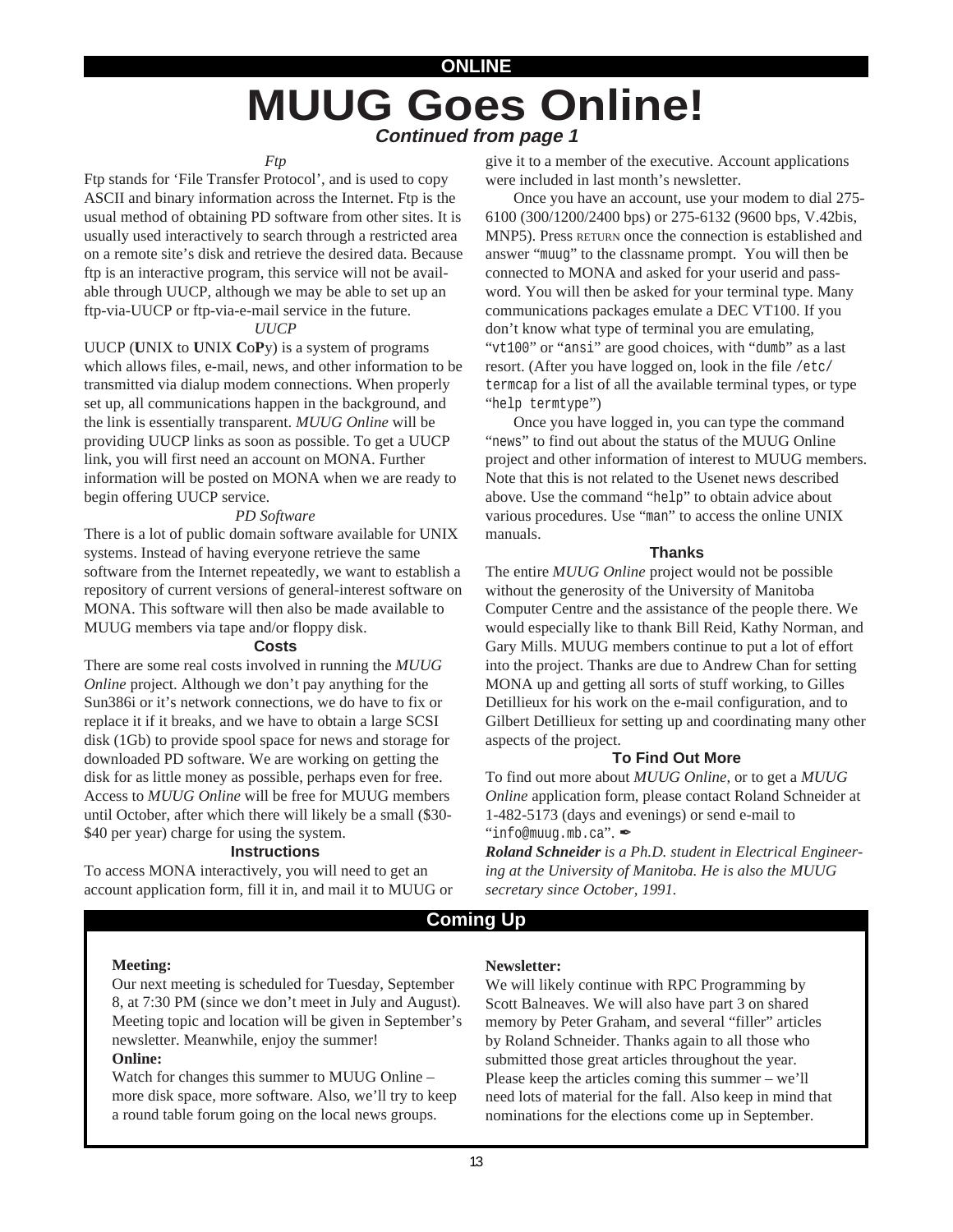ONLINE

# MUUG Goes Online!

***Continued from page 1***

*Ftp*

Ftp stands for 'File Transfer Protocol', and is used to copy ASCII and binary information across the Internet. Ftp is the usual method of obtaining PD software from other sites. It is usually used interactively to search through a restricted area on a remote site's disk and retrieve the desired data. Because ftp is an interactive program, this service will not be available through UUCP, although we may be able to set up an ftp-via-UUCP or ftp-via-e-mail service in the future.

*UUCP*

UUCP (**U**NIX to **U**NIX **C**o**P**y) is a system of programs which allows files, e-mail, news, and other information to be transmitted via dialup modem connections. When properly set up, all communications happen in the background, and the link is essentially transparent. *MUUG Online* will be providing UUCP links as soon as possible. To get a UUCP link, you will first need an account on MONA. Further information will be posted on MONA when we are ready to begin offering UUCP service.

*PD Software*

There is a lot of public domain software available for UNIX systems. Instead of having everyone retrieve the same software from the Internet repeatedly, we want to establish a repository of current versions of general-interest software on MONA. This software will then also be made available to MUUG members via tape and/or floppy disk.

### Costs

There are some real costs involved in running the *MUUG Online* project. Although we don't pay anything for the Sun386i or it's network connections, we do have to fix or replace it if it breaks, and we have to obtain a large SCSI disk (1Gb) to provide spool space for news and storage for downloaded PD software. We are working on getting the disk for as little money as possible, perhaps even for free. Access to *MUUG Online* will be free for MUUG members until October, after which there will likely be a small ($30-$40 per year) charge for using the system.

### Instructions

To access MONA interactively, you will need to get an account application form, fill it in, and mail it to MUUG or give it to a member of the executive. Account applications were included in last month's newsletter.

Once you have an account, use your modem to dial 275-6100 (300/1200/2400 bps) or 275-6132 (9600 bps, V.42bis, MNP5). Press RETURN once the connection is established and answer "muug" to the classname prompt. You will then be connected to MONA and asked for your userid and password. You will then be asked for your terminal type. Many communications packages emulate a DEC VT100. If you don't know what type of terminal you are emulating, "vt100" or "ansi" are good choices, with "dumb" as a last resort. (After you have logged on, look in the file /etc/termcap for a list of all the available terminal types, or type "help termtype")

Once you have logged in, you can type the command "news" to find out about the status of the MUUG Online project and other information of interest to MUUG members. Note that this is not related to the Usenet news described above. Use the command "help" to obtain advice about various procedures. Use "man" to access the online UNIX manuals.

### Thanks

The entire *MUUG Online* project would not be possible without the generosity of the University of Manitoba Computer Centre and the assistance of the people there. We would especially like to thank Bill Reid, Kathy Norman, and Gary Mills. MUUG members continue to put a lot of effort into the project. Thanks are due to Andrew Chan for setting MONA up and getting all sorts of stuff working, to Gilles Detillieux for his work on the e-mail configuration, and to Gilbert Detillieux for setting up and coordinating many other aspects of the project.

### To Find Out More

To find out more about *MUUG Online*, or to get a *MUUG Online* application form, please contact Roland Schneider at 1-482-5173 (days and evenings) or send e-mail to "info@muug.mb.ca". ✒

***Roland Schneider*** *is a Ph.D. student in Electrical Engineering at the University of Manitoba. He is also the MUUG secretary since October, 1991.*

## Coming Up

**Meeting:**

Our next meeting is scheduled for Tuesday, September 8, at 7:30 PM (since we don't meet in July and August). Meeting topic and location will be given in September's newsletter. Meanwhile, enjoy the summer!

**Online:**

Watch for changes this summer to MUUG Online – more disk space, more software. Also, we'll try to keep a round table forum going on the local news groups.

**Newsletter:**

We will likely continue with RPC Programming by Scott Balneaves. We will also have part 3 on shared memory by Peter Graham, and several "filler" articles by Roland Schneider. Thanks again to all those who submitted those great articles throughout the year. Please keep the articles coming this summer – we'll need lots of material for the fall. Also keep in mind that nominations for the elections come up in September.